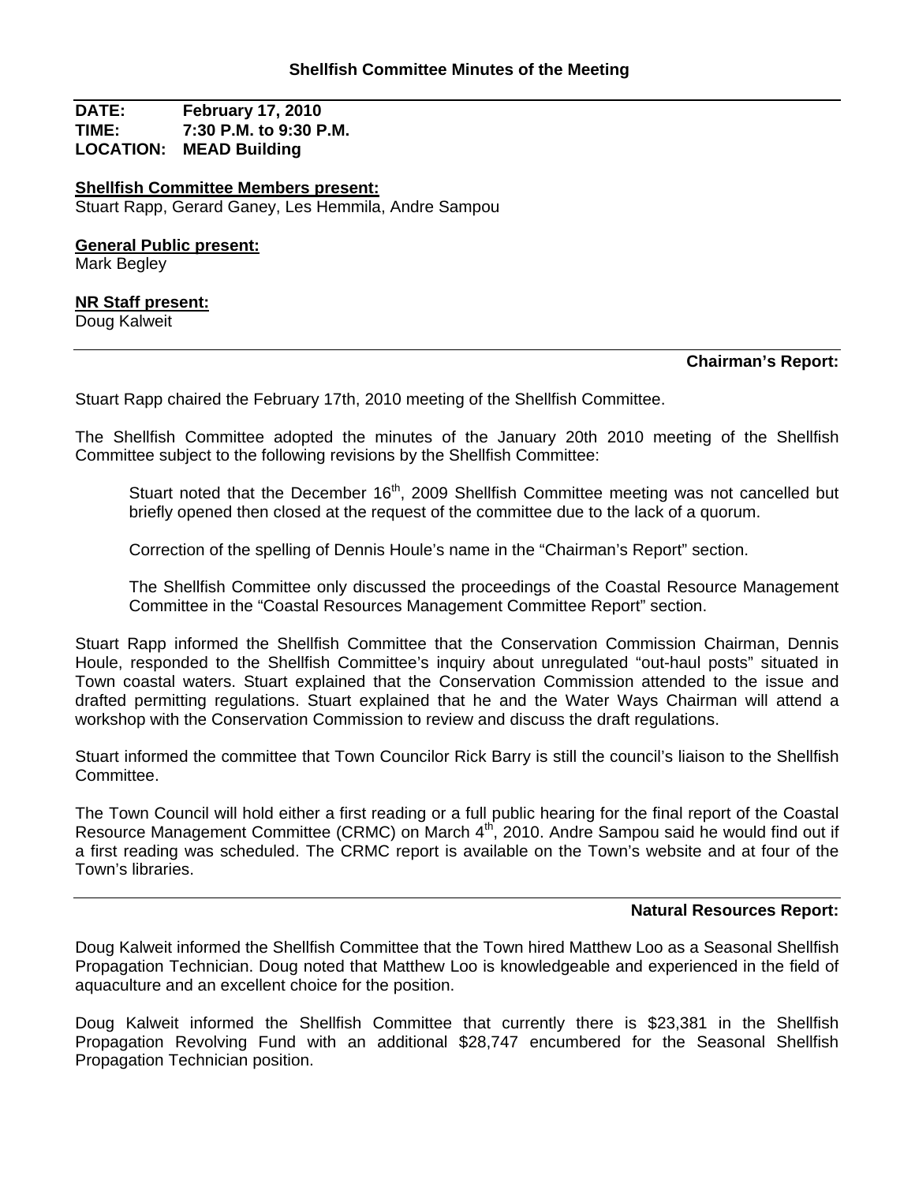## Shellfish Committee Minutes of the Meeting

**DATE:** February 17, 2010
**TIME:** 7:30 P.M. to 9:30 P.M.
**LOCATION:** MEAD Building

**Shellfish Committee Members present:**
Stuart Rapp, Gerard Ganey, Les Hemmila, Andre Sampou

**General Public present:**
Mark Begley

**NR Staff present:**
Doug Kalweit

---

### Chairman's Report:

Stuart Rapp chaired the February 17th, 2010 meeting of the Shellfish Committee.

The Shellfish Committee adopted the minutes of the January 20th 2010 meeting of the Shellfish Committee subject to the following revisions by the Shellfish Committee:

> Stuart noted that the December 16th, 2009 Shellfish Committee meeting was not cancelled but briefly opened then closed at the request of the committee due to the lack of a quorum.
>
> Correction of the spelling of Dennis Houle's name in the "Chairman's Report" section.
>
> The Shellfish Committee only discussed the proceedings of the Coastal Resource Management Committee in the "Coastal Resources Management Committee Report" section.

Stuart Rapp informed the Shellfish Committee that the Conservation Commission Chairman, Dennis Houle, responded to the Shellfish Committee's inquiry about unregulated "out-haul posts" situated in Town coastal waters. Stuart explained that the Conservation Commission attended to the issue and drafted permitting regulations. Stuart explained that he and the Water Ways Chairman will attend a workshop with the Conservation Commission to review and discuss the draft regulations.

Stuart informed the committee that Town Councilor Rick Barry is still the council's liaison to the Shellfish Committee.

The Town Council will hold either a first reading or a full public hearing for the final report of the Coastal Resource Management Committee (CRMC) on March 4th, 2010. Andre Sampou said he would find out if a first reading was scheduled. The CRMC report is available on the Town's website and at four of the Town's libraries.

---

### Natural Resources Report:

Doug Kalweit informed the Shellfish Committee that the Town hired Matthew Loo as a Seasonal Shellfish Propagation Technician. Doug noted that Matthew Loo is knowledgeable and experienced in the field of aquaculture and an excellent choice for the position.

Doug Kalweit informed the Shellfish Committee that currently there is $23,381 in the Shellfish Propagation Revolving Fund with an additional $28,747 encumbered for the Seasonal Shellfish Propagation Technician position.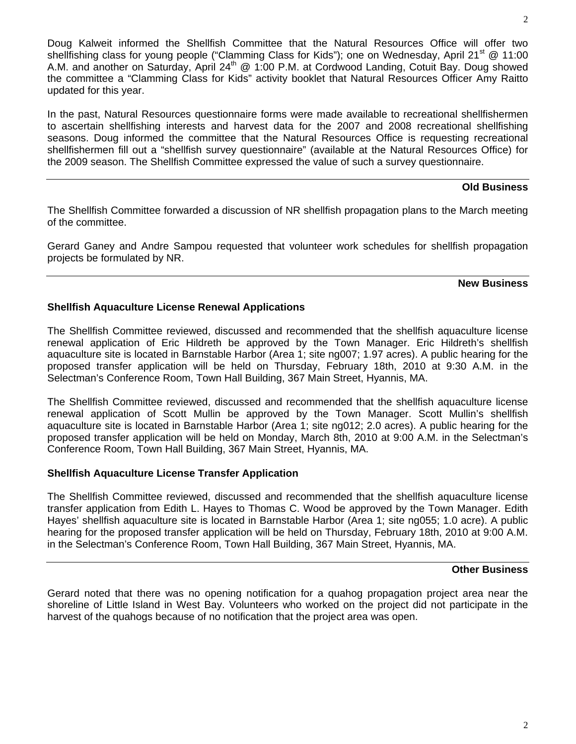Doug Kalweit informed the Shellfish Committee that the Natural Resources Office will offer two shellfishing class for young people ("Clamming Class for Kids"); one on Wednesday, April 21st @ 11:00 A.M. and another on Saturday, April 24th @ 1:00 P.M. at Cordwood Landing, Cotuit Bay. Doug showed the committee a "Clamming Class for Kids" activity booklet that Natural Resources Officer Amy Raitto updated for this year.

In the past, Natural Resources questionnaire forms were made available to recreational shellfishermen to ascertain shellfishing interests and harvest data for the 2007 and 2008 recreational shellfishing seasons. Doug informed the committee that the Natural Resources Office is requesting recreational shellfishermen fill out a "shellfish survey questionnaire" (available at the Natural Resources Office) for the 2009 season. The Shellfish Committee expressed the value of such a survey questionnaire.

---

## Old Business

The Shellfish Committee forwarded a discussion of NR shellfish propagation plans to the March meeting of the committee.

Gerard Ganey and Andre Sampou requested that volunteer work schedules for shellfish propagation projects be formulated by NR.

---

## New Business

### Shellfish Aquaculture License Renewal Applications

The Shellfish Committee reviewed, discussed and recommended that the shellfish aquaculture license renewal application of Eric Hildreth be approved by the Town Manager. Eric Hildreth's shellfish aquaculture site is located in Barnstable Harbor (Area 1; site ng007; 1.97 acres). A public hearing for the proposed transfer application will be held on Thursday, February 18th, 2010 at 9:30 A.M. in the Selectman's Conference Room, Town Hall Building, 367 Main Street, Hyannis, MA.

The Shellfish Committee reviewed, discussed and recommended that the shellfish aquaculture license renewal application of Scott Mullin be approved by the Town Manager. Scott Mullin's shellfish aquaculture site is located in Barnstable Harbor (Area 1; site ng012; 2.0 acres). A public hearing for the proposed transfer application will be held on Monday, March 8th, 2010 at 9:00 A.M. in the Selectman's Conference Room, Town Hall Building, 367 Main Street, Hyannis, MA.

### Shellfish Aquaculture License Transfer Application

The Shellfish Committee reviewed, discussed and recommended that the shellfish aquaculture license transfer application from Edith L. Hayes to Thomas C. Wood be approved by the Town Manager. Edith Hayes' shellfish aquaculture site is located in Barnstable Harbor (Area 1; site ng055; 1.0 acre). A public hearing for the proposed transfer application will be held on Thursday, February 18th, 2010 at 9:00 A.M. in the Selectman's Conference Room, Town Hall Building, 367 Main Street, Hyannis, MA.

---

## Other Business

Gerard noted that there was no opening notification for a quahog propagation project area near the shoreline of Little Island in West Bay. Volunteers who worked on the project did not participate in the harvest of the quahogs because of no notification that the project area was open.